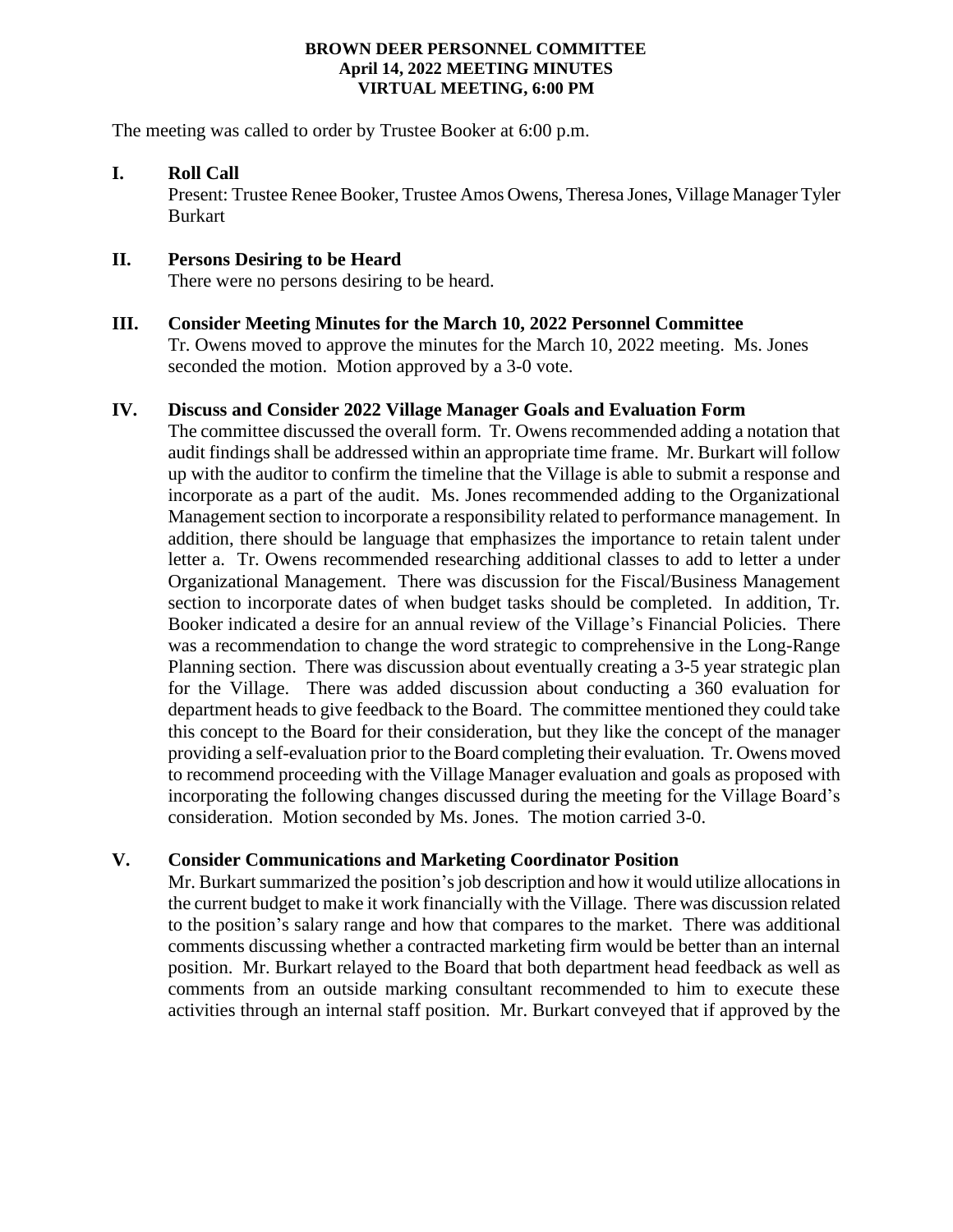**BROWN DEER PERSONNEL COMMITTEE**
**April 14, 2022 MEETING MINUTES**
**VIRTUAL MEETING, 6:00 PM**

The meeting was called to order by Trustee Booker at 6:00 p.m.

## I. Roll Call

Present: Trustee Renee Booker, Trustee Amos Owens, Theresa Jones, Village Manager Tyler Burkart

## II. Persons Desiring to be Heard

There were no persons desiring to be heard.

## III. Consider Meeting Minutes for the March 10, 2022 Personnel Committee

Tr. Owens moved to approve the minutes for the March 10, 2022 meeting. Ms. Jones seconded the motion. Motion approved by a 3-0 vote.

## IV. Discuss and Consider 2022 Village Manager Goals and Evaluation Form

The committee discussed the overall form. Tr. Owens recommended adding a notation that audit findings shall be addressed within an appropriate time frame. Mr. Burkart will follow up with the auditor to confirm the timeline that the Village is able to submit a response and incorporate as a part of the audit. Ms. Jones recommended adding to the Organizational Management section to incorporate a responsibility related to performance management. In addition, there should be language that emphasizes the importance to retain talent under letter a. Tr. Owens recommended researching additional classes to add to letter a under Organizational Management. There was discussion for the Fiscal/Business Management section to incorporate dates of when budget tasks should be completed. In addition, Tr. Booker indicated a desire for an annual review of the Village's Financial Policies. There was a recommendation to change the word strategic to comprehensive in the Long-Range Planning section. There was discussion about eventually creating a 3-5 year strategic plan for the Village. There was added discussion about conducting a 360 evaluation for department heads to give feedback to the Board. The committee mentioned they could take this concept to the Board for their consideration, but they like the concept of the manager providing a self-evaluation prior to the Board completing their evaluation. Tr. Owens moved to recommend proceeding with the Village Manager evaluation and goals as proposed with incorporating the following changes discussed during the meeting for the Village Board's consideration. Motion seconded by Ms. Jones. The motion carried 3-0.

## V. Consider Communications and Marketing Coordinator Position

Mr. Burkart summarized the position's job description and how it would utilize allocations in the current budget to make it work financially with the Village. There was discussion related to the position's salary range and how that compares to the market. There was additional comments discussing whether a contracted marketing firm would be better than an internal position. Mr. Burkart relayed to the Board that both department head feedback as well as comments from an outside marking consultant recommended to him to execute these activities through an internal staff position. Mr. Burkart conveyed that if approved by the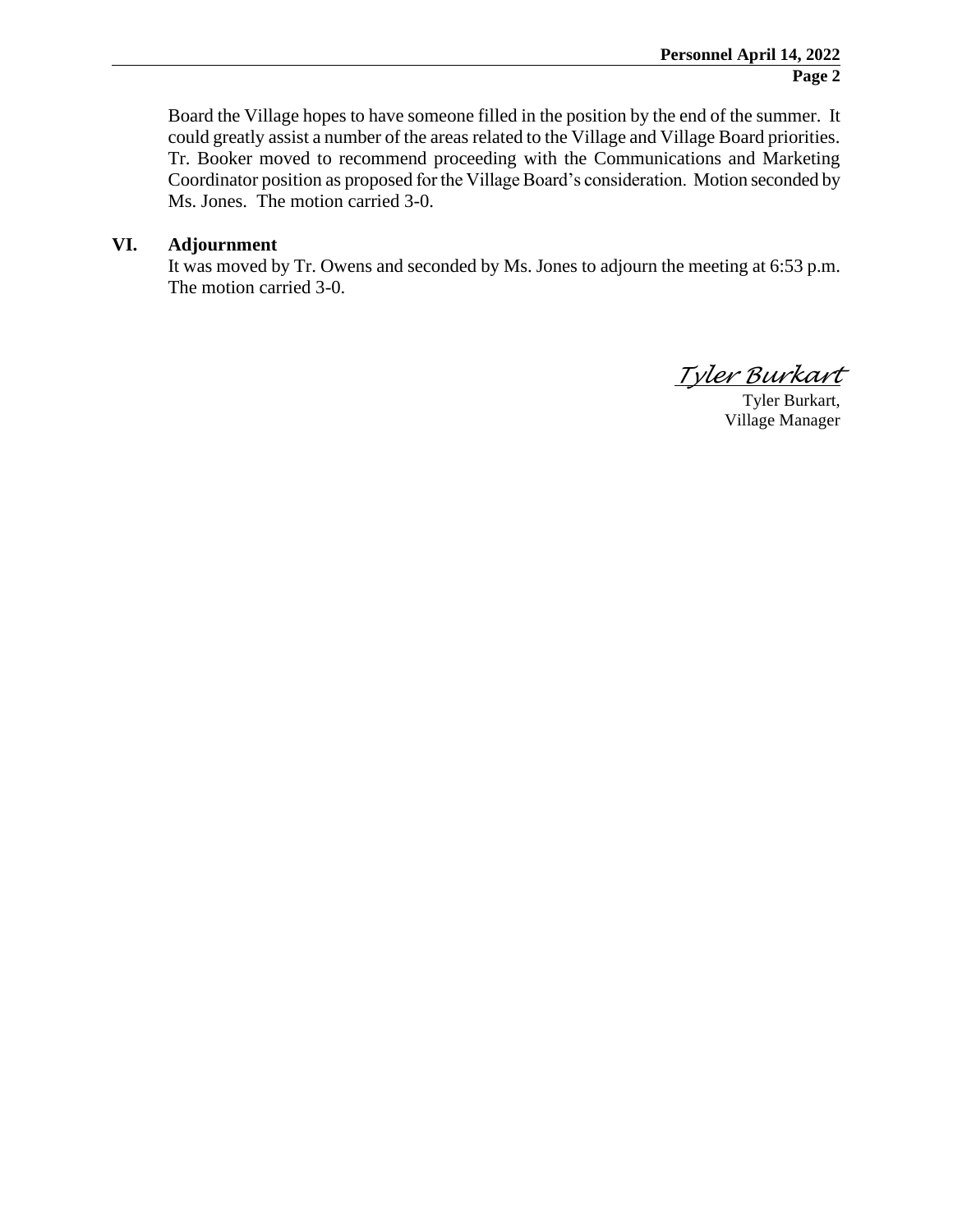Board the Village hopes to have someone filled in the position by the end of the summer. It could greatly assist a number of the areas related to the Village and Village Board priorities. Tr. Booker moved to recommend proceeding with the Communications and Marketing Coordinator position as proposed for the Village Board's consideration. Motion seconded by Ms. Jones. The motion carried 3-0.

## VI. Adjournment

It was moved by Tr. Owens and seconded by Ms. Jones to adjourn the meeting at 6:53 p.m. The motion carried 3-0.

*Tyler Burkart*

Tyler Burkart,
Village Manager